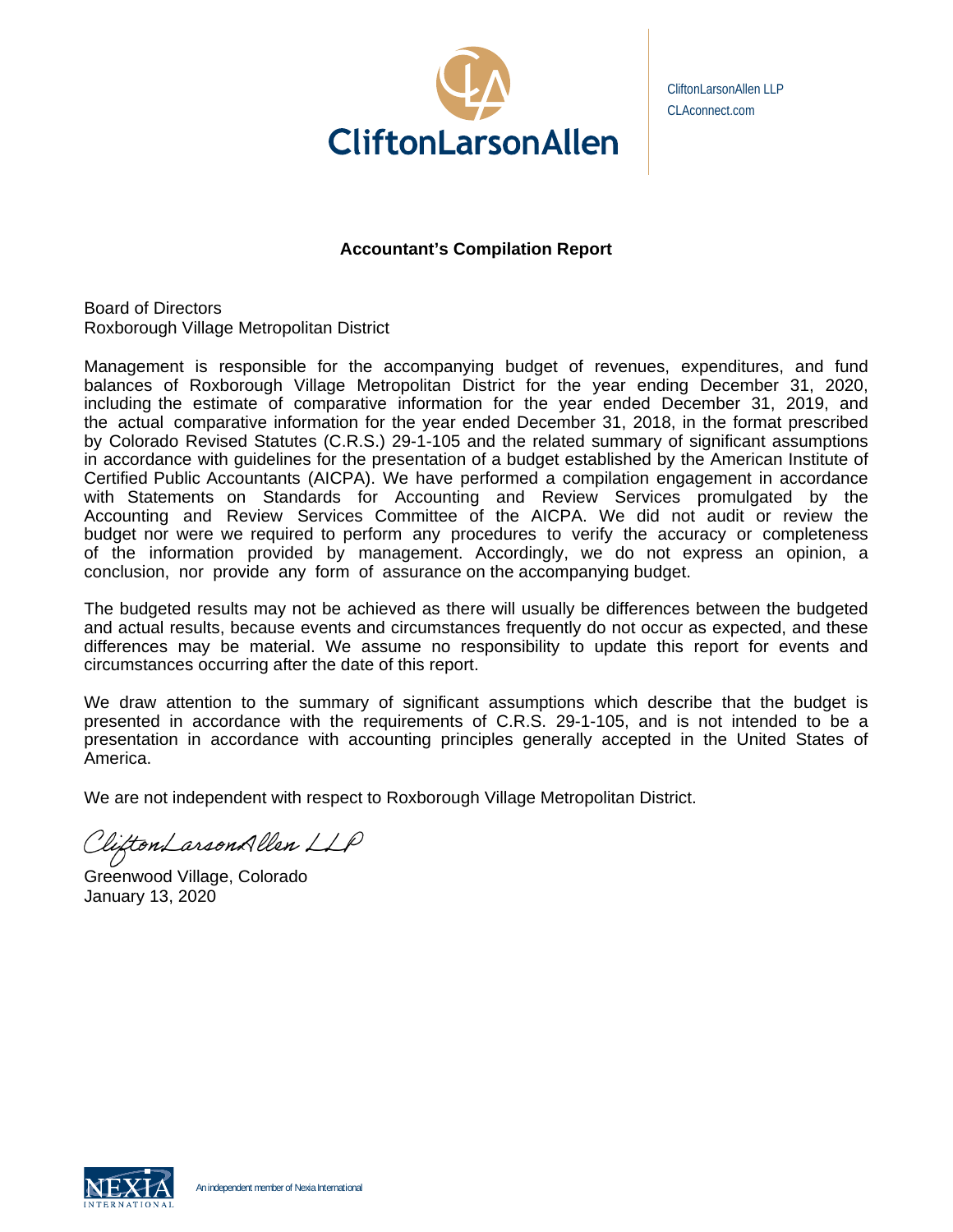CliftonLarsonAllen LLP
CLAconnect.com

## Accountant's Compilation Report

Board of Directors
Roxborough Village Metropolitan District

Management is responsible for the accompanying budget of revenues, expenditures, and fund balances of Roxborough Village Metropolitan District for the year ending December 31, 2020, including the estimate of comparative information for the year ended December 31, 2019, and the actual comparative information for the year ended December 31, 2018, in the format prescribed by Colorado Revised Statutes (C.R.S.) 29-1-105 and the related summary of significant assumptions in accordance with guidelines for the presentation of a budget established by the American Institute of Certified Public Accountants (AICPA). We have performed a compilation engagement in accordance with Statements on Standards for Accounting and Review Services promulgated by the Accounting and Review Services Committee of the AICPA. We did not audit or review the budget nor were we required to perform any procedures to verify the accuracy or completeness of the information provided by management. Accordingly, we do not express an opinion, a conclusion, nor provide any form of assurance on the accompanying budget.

The budgeted results may not be achieved as there will usually be differences between the budgeted and actual results, because events and circumstances frequently do not occur as expected, and these differences may be material. We assume no responsibility to update this report for events and circumstances occurring after the date of this report.

We draw attention to the summary of significant assumptions which describe that the budget is presented in accordance with the requirements of C.R.S. 29-1-105, and is not intended to be a presentation in accordance with accounting principles generally accepted in the United States of America.

We are not independent with respect to Roxborough Village Metropolitan District.

CliftonLarsonAllen LLP

Greenwood Village, Colorado
January 13, 2020

An independent member of Nexia International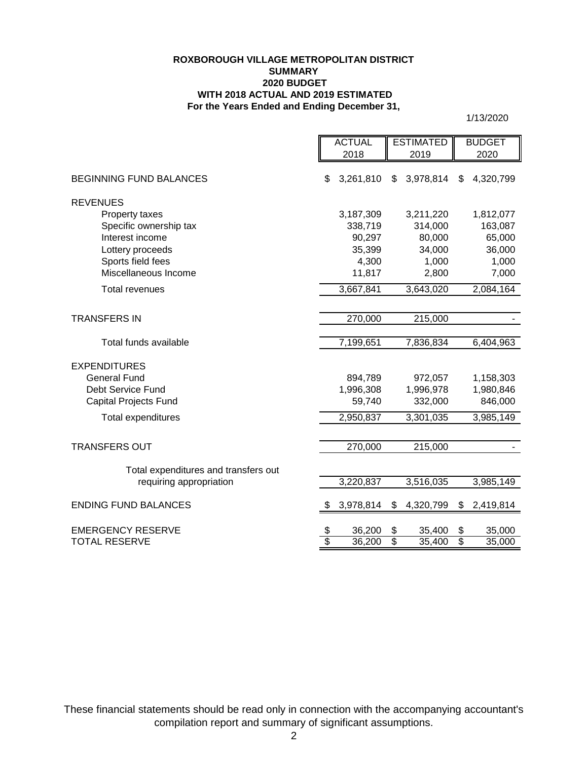**ROXBOROUGH VILLAGE METROPOLITAN DISTRICT**
**SUMMARY**
**2020 BUDGET**
**WITH 2018 ACTUAL AND 2019 ESTIMATED**
**For the Years Ended and Ending December 31,**

1/13/2020

| | ACTUAL 2018 | ESTIMATED 2019 | BUDGET 2020 |
|---|---|---|---|
| BEGINNING FUND BALANCES | $ 3,261,810 | $ 3,978,814 | $ 4,320,799 |
| REVENUES | | | |
| Property taxes | 3,187,309 | 3,211,220 | 1,812,077 |
| Specific ownership tax | 338,719 | 314,000 | 163,087 |
| Interest income | 90,297 | 80,000 | 65,000 |
| Lottery proceeds | 35,399 | 34,000 | 36,000 |
| Sports field fees | 4,300 | 1,000 | 1,000 |
| Miscellaneous Income | 11,817 | 2,800 | 7,000 |
| Total revenues | 3,667,841 | 3,643,020 | 2,084,164 |
| TRANSFERS IN | 270,000 | 215,000 | - |
| Total funds available | 7,199,651 | 7,836,834 | 6,404,963 |
| EXPENDITURES | | | |
| General Fund | 894,789 | 972,057 | 1,158,303 |
| Debt Service Fund | 1,996,308 | 1,996,978 | 1,980,846 |
| Capital Projects Fund | 59,740 | 332,000 | 846,000 |
| Total expenditures | 2,950,837 | 3,301,035 | 3,985,149 |
| TRANSFERS OUT | 270,000 | 215,000 | - |
| Total expenditures and transfers out requiring appropriation | 3,220,837 | 3,516,035 | 3,985,149 |
| ENDING FUND BALANCES | $ 3,978,814 | $ 4,320,799 | $ 2,419,814 |
| EMERGENCY RESERVE | $ 36,200 | $ 35,400 | $ 35,000 |
| TOTAL RESERVE | $ 36,200 | $ 35,400 | $ 35,000 |

These financial statements should be read only in connection with the accompanying accountant's compilation report and summary of significant assumptions.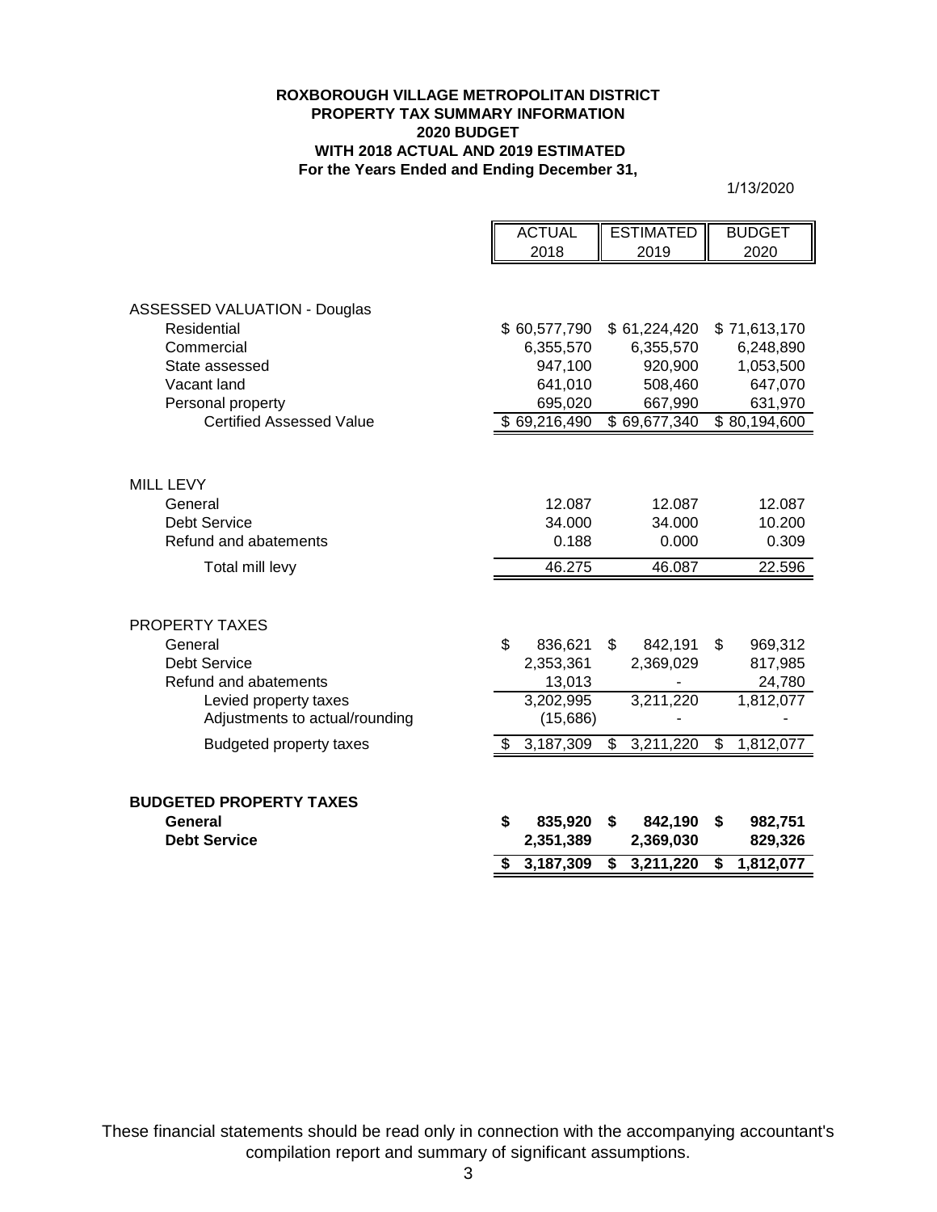**ROXBOROUGH VILLAGE METROPOLITAN DISTRICT**
**PROPERTY TAX SUMMARY INFORMATION**
**2020 BUDGET**
**WITH 2018 ACTUAL AND 2019 ESTIMATED**
**For the Years Ended and Ending December 31,**

1/13/2020

| | ACTUAL 2018 | ESTIMATED 2019 | BUDGET 2020 |
|---|---|---|---|
| ASSESSED VALUATION - Douglas | | | |
| Residential | $ 60,577,790 | $ 61,224,420 | $ 71,613,170 |
| Commercial | 6,355,570 | 6,355,570 | 6,248,890 |
| State assessed | 947,100 | 920,900 | 1,053,500 |
| Vacant land | 641,010 | 508,460 | 647,070 |
| Personal property | 695,020 | 667,990 | 631,970 |
| Certified Assessed Value | $ 69,216,490 | $ 69,677,340 | $ 80,194,600 |
| | | | |
| MILL LEVY | | | |
| General | 12.087 | 12.087 | 12.087 |
| Debt Service | 34.000 | 34.000 | 10.200 |
| Refund and abatements | 0.188 | 0.000 | 0.309 |
| Total mill levy | 46.275 | 46.087 | 22.596 |
| | | | |
| PROPERTY TAXES | | | |
| General | $ 836,621 | $ 842,191 | $ 969,312 |
| Debt Service | 2,353,361 | 2,369,029 | 817,985 |
| Refund and abatements | 13,013 | - | 24,780 |
| Levied property taxes | 3,202,995 | 3,211,220 | 1,812,077 |
| Adjustments to actual/rounding | (15,686) | - | - |
| Budgeted property taxes | $ 3,187,309 | $ 3,211,220 | $ 1,812,077 |
| | | | |
| **BUDGETED PROPERTY TAXES** | | | |
| **General** | **$ 835,920** | **$ 842,190** | **$ 982,751** |
| **Debt Service** | **2,351,389** | **2,369,030** | **829,326** |
| | **$ 3,187,309** | **$ 3,211,220** | **$ 1,812,077** |

These financial statements should be read only in connection with the accompanying accountant's compilation report and summary of significant assumptions.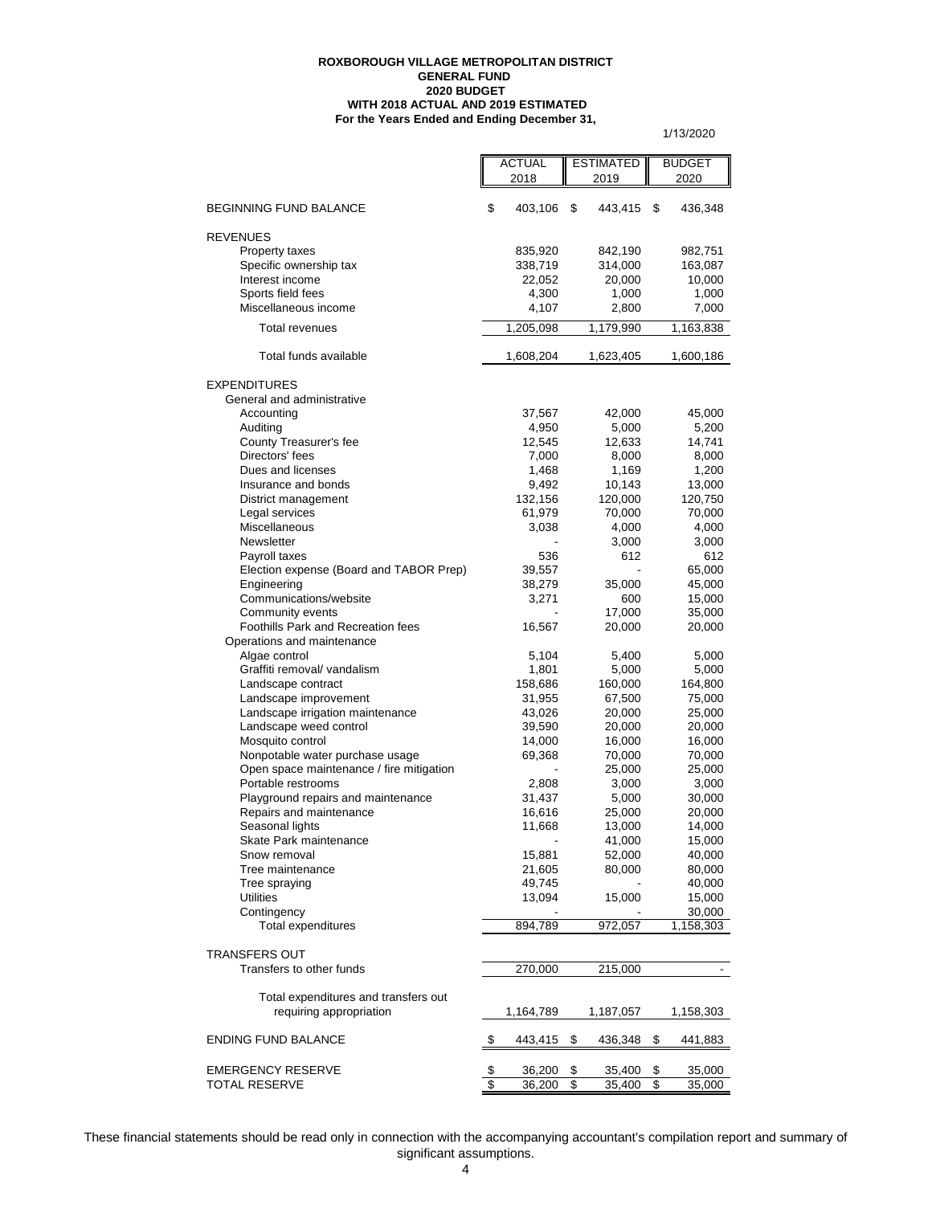**ROXBOROUGH VILLAGE METROPOLITAN DISTRICT**
**GENERAL FUND**
**2020 BUDGET**
**WITH 2018 ACTUAL AND 2019 ESTIMATED**
**For the Years Ended and Ending December 31,**

1/13/2020

| | ACTUAL 2018 | ESTIMATED 2019 | BUDGET 2020 |
|---|---|---|---|
| BEGINNING FUND BALANCE | $ 403,106 | $ 443,415 | $ 436,348 |
| REVENUES | | | |
| Property taxes | 835,920 | 842,190 | 982,751 |
| Specific ownership tax | 338,719 | 314,000 | 163,087 |
| Interest income | 22,052 | 20,000 | 10,000 |
| Sports field fees | 4,300 | 1,000 | 1,000 |
| Miscellaneous income | 4,107 | 2,800 | 7,000 |
| Total revenues | 1,205,098 | 1,179,990 | 1,163,838 |
| Total funds available | 1,608,204 | 1,623,405 | 1,600,186 |
| EXPENDITURES | | | |
| General and administrative | | | |
| Accounting | 37,567 | 42,000 | 45,000 |
| Auditing | 4,950 | 5,000 | 5,200 |
| County Treasurer's fee | 12,545 | 12,633 | 14,741 |
| Directors' fees | 7,000 | 8,000 | 8,000 |
| Dues and licenses | 1,468 | 1,169 | 1,200 |
| Insurance and bonds | 9,492 | 10,143 | 13,000 |
| District management | 132,156 | 120,000 | 120,750 |
| Legal services | 61,979 | 70,000 | 70,000 |
| Miscellaneous | 3,038 | 4,000 | 4,000 |
| Newsletter | - | 3,000 | 3,000 |
| Payroll taxes | 536 | 612 | 612 |
| Election expense (Board and TABOR Prep) | 39,557 | - | 65,000 |
| Engineering | 38,279 | 35,000 | 45,000 |
| Communications/website | 3,271 | 600 | 15,000 |
| Community events | - | 17,000 | 35,000 |
| Foothills Park and Recreation fees | 16,567 | 20,000 | 20,000 |
| Operations and maintenance | | | |
| Algae control | 5,104 | 5,400 | 5,000 |
| Graffiti removal/ vandalism | 1,801 | 5,000 | 5,000 |
| Landscape contract | 158,686 | 160,000 | 164,800 |
| Landscape improvement | 31,955 | 67,500 | 75,000 |
| Landscape irrigation maintenance | 43,026 | 20,000 | 25,000 |
| Landscape weed control | 39,590 | 20,000 | 20,000 |
| Mosquito control | 14,000 | 16,000 | 16,000 |
| Nonpotable water purchase usage | 69,368 | 70,000 | 70,000 |
| Open space maintenance / fire mitigation | - | 25,000 | 25,000 |
| Portable restrooms | 2,808 | 3,000 | 3,000 |
| Playground repairs and maintenance | 31,437 | 5,000 | 30,000 |
| Repairs and maintenance | 16,616 | 25,000 | 20,000 |
| Seasonal lights | 11,668 | 13,000 | 14,000 |
| Skate Park maintenance | - | 41,000 | 15,000 |
| Snow removal | 15,881 | 52,000 | 40,000 |
| Tree maintenance | 21,605 | 80,000 | 80,000 |
| Tree spraying | 49,745 | - | 40,000 |
| Utilities | 13,094 | 15,000 | 15,000 |
| Contingency | - | - | 30,000 |
| Total expenditures | 894,789 | 972,057 | 1,158,303 |
| TRANSFERS OUT | | | |
| Transfers to other funds | 270,000 | 215,000 | - |
| Total expenditures and transfers out requiring appropriation | 1,164,789 | 1,187,057 | 1,158,303 |
| ENDING FUND BALANCE | $ 443,415 | $ 436,348 | $ 441,883 |
| EMERGENCY RESERVE | $ 36,200 | $ 35,400 | $ 35,000 |
| TOTAL RESERVE | $ 36,200 | $ 35,400 | $ 35,000 |

These financial statements should be read only in connection with the accompanying accountant's compilation report and summary of significant assumptions.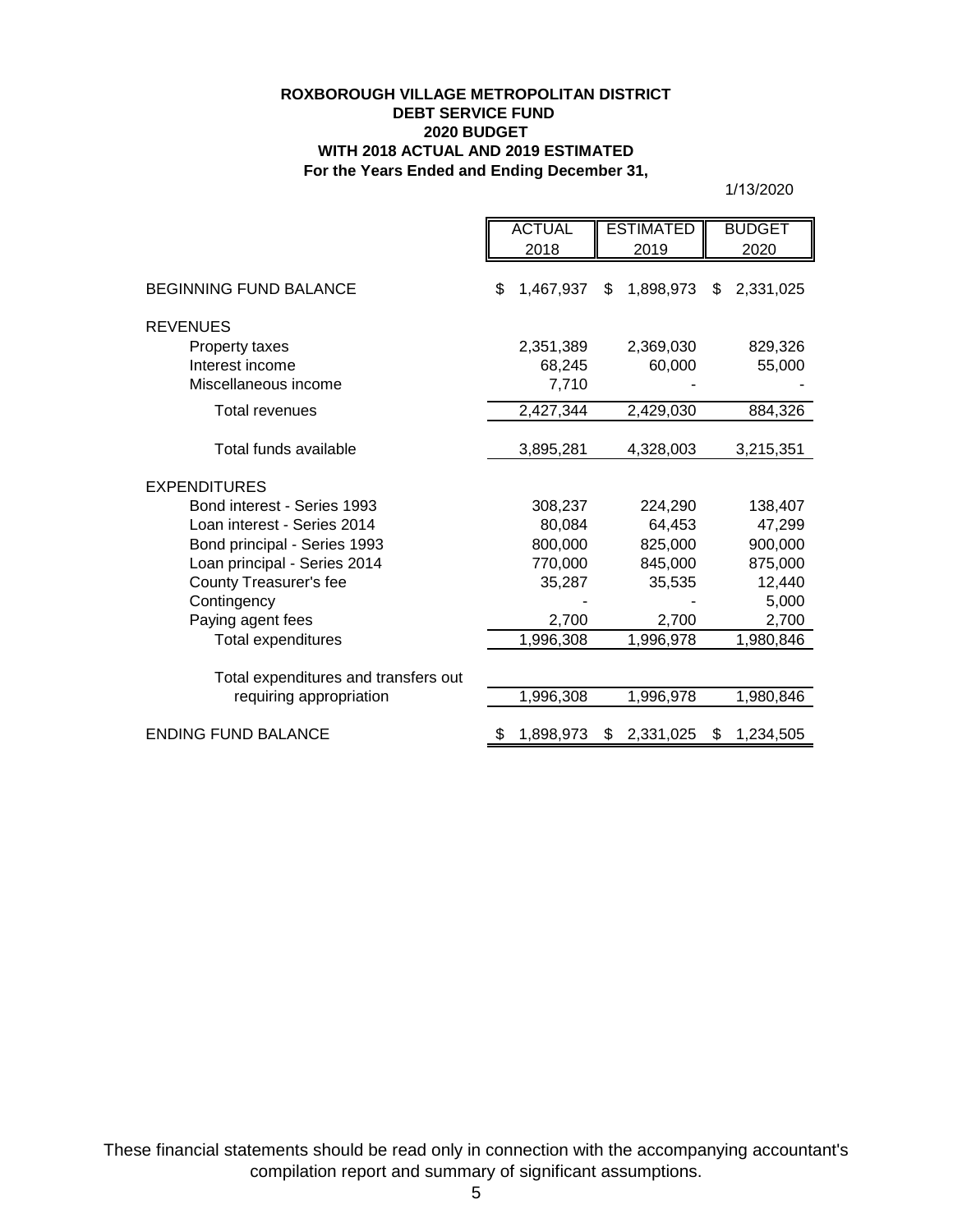**ROXBOROUGH VILLAGE METROPOLITAN DISTRICT**
**DEBT SERVICE FUND**
**2020 BUDGET**
**WITH 2018 ACTUAL AND 2019 ESTIMATED**
**For the Years Ended and Ending December 31,**

1/13/2020

| | ACTUAL 2018 | ESTIMATED 2019 | BUDGET 2020 |
|---|---|---|---|
| BEGINNING FUND BALANCE | $ 1,467,937 | $ 1,898,973 | $ 2,331,025 |
| REVENUES | | | |
| Property taxes | 2,351,389 | 2,369,030 | 829,326 |
| Interest income | 68,245 | 60,000 | 55,000 |
| Miscellaneous income | 7,710 | - | - |
| Total revenues | 2,427,344 | 2,429,030 | 884,326 |
| Total funds available | 3,895,281 | 4,328,003 | 3,215,351 |
| EXPENDITURES | | | |
| Bond interest - Series 1993 | 308,237 | 224,290 | 138,407 |
| Loan interest - Series 2014 | 80,084 | 64,453 | 47,299 |
| Bond principal - Series 1993 | 800,000 | 825,000 | 900,000 |
| Loan principal - Series 2014 | 770,000 | 845,000 | 875,000 |
| County Treasurer's fee | 35,287 | 35,535 | 12,440 |
| Contingency | - | - | 5,000 |
| Paying agent fees | 2,700 | 2,700 | 2,700 |
| Total expenditures | 1,996,308 | 1,996,978 | 1,980,846 |
| Total expenditures and transfers out requiring appropriation | 1,996,308 | 1,996,978 | 1,980,846 |
| ENDING FUND BALANCE | $ 1,898,973 | $ 2,331,025 | $ 1,234,505 |

These financial statements should be read only in connection with the accompanying accountant's compilation report and summary of significant assumptions.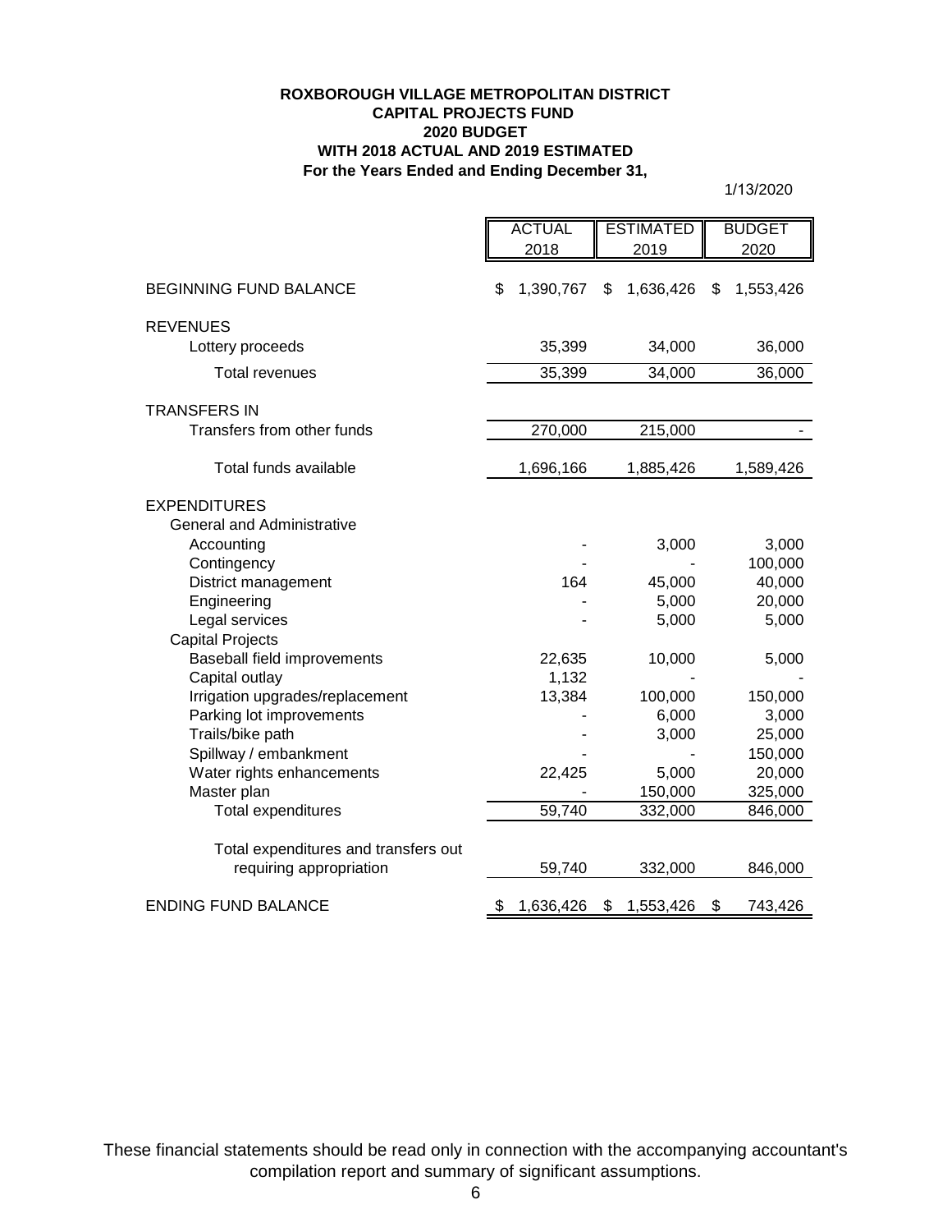**ROXBOROUGH VILLAGE METROPOLITAN DISTRICT**
**CAPITAL PROJECTS FUND**
**2020 BUDGET**
**WITH 2018 ACTUAL AND 2019 ESTIMATED**
**For the Years Ended and Ending December 31,**

1/13/2020

| | ACTUAL 2018 | ESTIMATED 2019 | BUDGET 2020 |
|---|---|---|---|
| BEGINNING FUND BALANCE | $ 1,390,767 | $ 1,636,426 | $ 1,553,426 |
| REVENUES | | | |
| Lottery proceeds | 35,399 | 34,000 | 36,000 |
| Total revenues | 35,399 | 34,000 | 36,000 |
| TRANSFERS IN | | | |
| Transfers from other funds | 270,000 | 215,000 | - |
| Total funds available | 1,696,166 | 1,885,426 | 1,589,426 |
| EXPENDITURES | | | |
| General and Administrative | | | |
| Accounting | - | 3,000 | 3,000 |
| Contingency | - | - | 100,000 |
| District management | 164 | 45,000 | 40,000 |
| Engineering | - | 5,000 | 20,000 |
| Legal services | - | 5,000 | 5,000 |
| Capital Projects | | | |
| Baseball field improvements | 22,635 | 10,000 | 5,000 |
| Capital outlay | 1,132 | - | - |
| Irrigation upgrades/replacement | 13,384 | 100,000 | 150,000 |
| Parking lot improvements | - | 6,000 | 3,000 |
| Trails/bike path | - | 3,000 | 25,000 |
| Spillway / embankment | - | - | 150,000 |
| Water rights enhancements | 22,425 | 5,000 | 20,000 |
| Master plan | - | 150,000 | 325,000 |
| Total expenditures | 59,740 | 332,000 | 846,000 |
| Total expenditures and transfers out requiring appropriation | 59,740 | 332,000 | 846,000 |
| ENDING FUND BALANCE | $ 1,636,426 | $ 1,553,426 | $ 743,426 |

These financial statements should be read only in connection with the accompanying accountant's compilation report and summary of significant assumptions.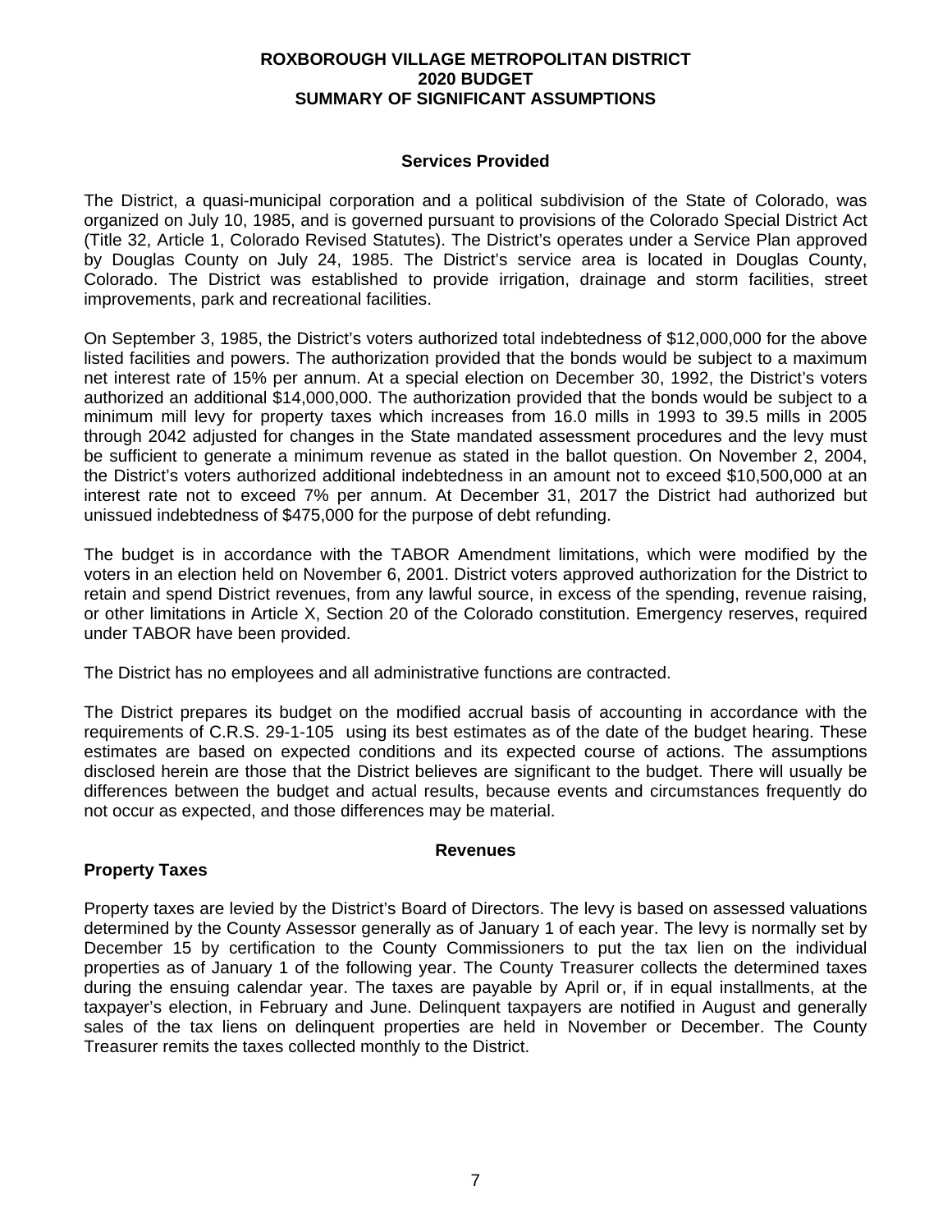**ROXBOROUGH VILLAGE METROPOLITAN DISTRICT**
**2020 BUDGET**
**SUMMARY OF SIGNIFICANT ASSUMPTIONS**

## Services Provided

The District, a quasi-municipal corporation and a political subdivision of the State of Colorado, was organized on July 10, 1985, and is governed pursuant to provisions of the Colorado Special District Act (Title 32, Article 1, Colorado Revised Statutes). The District's operates under a Service Plan approved by Douglas County on July 24, 1985. The District's service area is located in Douglas County, Colorado. The District was established to provide irrigation, drainage and storm facilities, street improvements, park and recreational facilities.

On September 3, 1985, the District's voters authorized total indebtedness of $12,000,000 for the above listed facilities and powers. The authorization provided that the bonds would be subject to a maximum net interest rate of 15% per annum. At a special election on December 30, 1992, the District's voters authorized an additional $14,000,000. The authorization provided that the bonds would be subject to a minimum mill levy for property taxes which increases from 16.0 mills in 1993 to 39.5 mills in 2005 through 2042 adjusted for changes in the State mandated assessment procedures and the levy must be sufficient to generate a minimum revenue as stated in the ballot question. On November 2, 2004, the District's voters authorized additional indebtedness in an amount not to exceed $10,500,000 at an interest rate not to exceed 7% per annum. At December 31, 2017 the District had authorized but unissued indebtedness of $475,000 for the purpose of debt refunding.

The budget is in accordance with the TABOR Amendment limitations, which were modified by the voters in an election held on November 6, 2001. District voters approved authorization for the District to retain and spend District revenues, from any lawful source, in excess of the spending, revenue raising, or other limitations in Article X, Section 20 of the Colorado constitution. Emergency reserves, required under TABOR have been provided.

The District has no employees and all administrative functions are contracted.

The District prepares its budget on the modified accrual basis of accounting in accordance with the requirements of C.R.S. 29-1-105 using its best estimates as of the date of the budget hearing. These estimates are based on expected conditions and its expected course of actions. The assumptions disclosed herein are those that the District believes are significant to the budget. There will usually be differences between the budget and actual results, because events and circumstances frequently do not occur as expected, and those differences may be material.

## Revenues

### Property Taxes

Property taxes are levied by the District's Board of Directors. The levy is based on assessed valuations determined by the County Assessor generally as of January 1 of each year. The levy is normally set by December 15 by certification to the County Commissioners to put the tax lien on the individual properties as of January 1 of the following year. The County Treasurer collects the determined taxes during the ensuing calendar year. The taxes are payable by April or, if in equal installments, at the taxpayer's election, in February and June. Delinquent taxpayers are notified in August and generally sales of the tax liens on delinquent properties are held in November or December. The County Treasurer remits the taxes collected monthly to the District.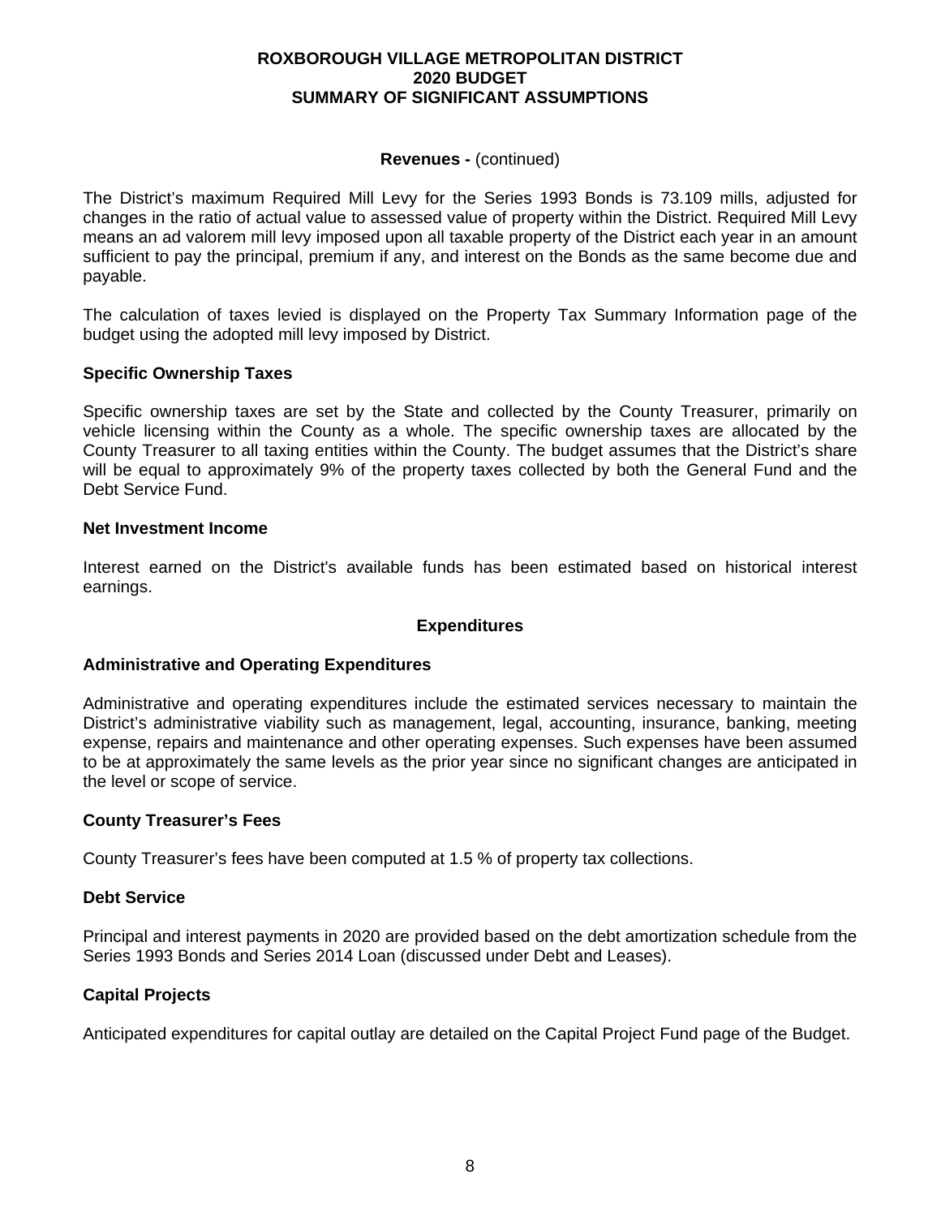**ROXBOROUGH VILLAGE METROPOLITAN DISTRICT**
**2020 BUDGET**
**SUMMARY OF SIGNIFICANT ASSUMPTIONS**

**Revenues -** (continued)

The District's maximum Required Mill Levy for the Series 1993 Bonds is 73.109 mills, adjusted for changes in the ratio of actual value to assessed value of property within the District. Required Mill Levy means an ad valorem mill levy imposed upon all taxable property of the District each year in an amount sufficient to pay the principal, premium if any, and interest on the Bonds as the same become due and payable.

The calculation of taxes levied is displayed on the Property Tax Summary Information page of the budget using the adopted mill levy imposed by District.

### Specific Ownership Taxes

Specific ownership taxes are set by the State and collected by the County Treasurer, primarily on vehicle licensing within the County as a whole. The specific ownership taxes are allocated by the County Treasurer to all taxing entities within the County. The budget assumes that the District's share will be equal to approximately 9% of the property taxes collected by both the General Fund and the Debt Service Fund.

### Net Investment Income

Interest earned on the District's available funds has been estimated based on historical interest earnings.

## Expenditures

### Administrative and Operating Expenditures

Administrative and operating expenditures include the estimated services necessary to maintain the District's administrative viability such as management, legal, accounting, insurance, banking, meeting expense, repairs and maintenance and other operating expenses. Such expenses have been assumed to be at approximately the same levels as the prior year since no significant changes are anticipated in the level or scope of service.

### County Treasurer's Fees

County Treasurer's fees have been computed at 1.5 % of property tax collections.

### Debt Service

Principal and interest payments in 2020 are provided based on the debt amortization schedule from the Series 1993 Bonds and Series 2014 Loan (discussed under Debt and Leases).

### Capital Projects

Anticipated expenditures for capital outlay are detailed on the Capital Project Fund page of the Budget.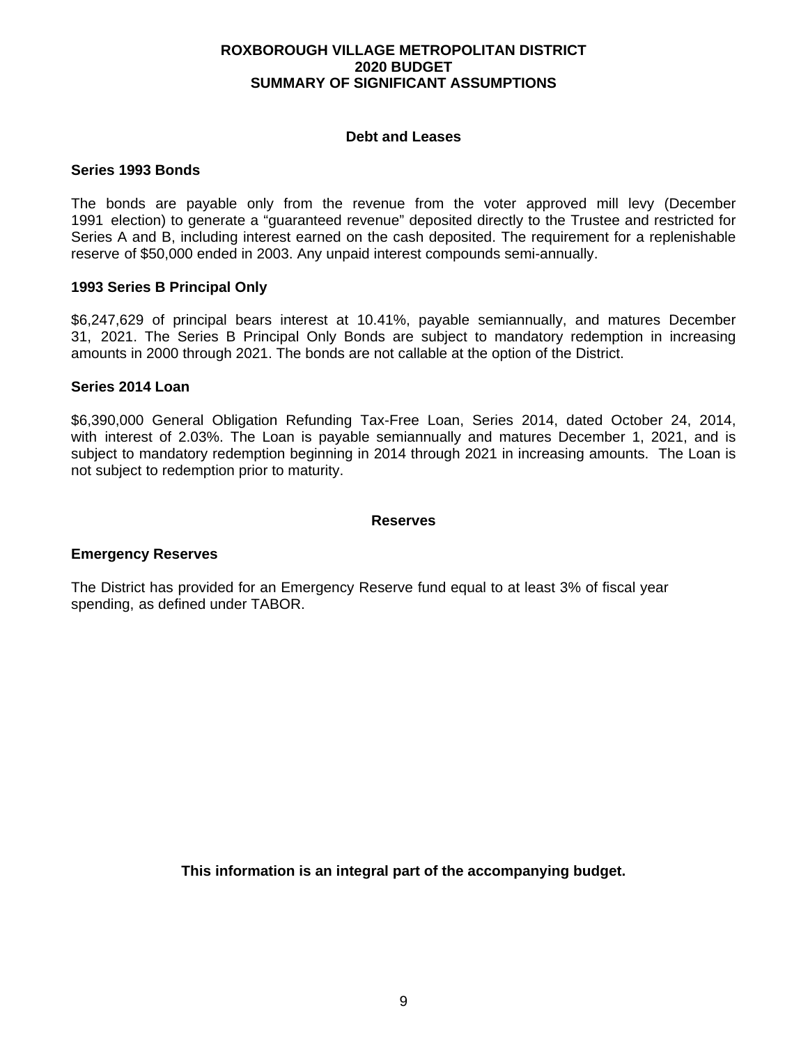# ROXBOROUGH VILLAGE METROPOLITAN DISTRICT
## 2020 BUDGET
## SUMMARY OF SIGNIFICANT ASSUMPTIONS

### Debt and Leases

**Series 1993 Bonds**

The bonds are payable only from the revenue from the voter approved mill levy (December 1991 election) to generate a "guaranteed revenue" deposited directly to the Trustee and restricted for Series A and B, including interest earned on the cash deposited. The requirement for a replenishable reserve of $50,000 ended in 2003. Any unpaid interest compounds semi-annually.

**1993 Series B Principal Only**

$6,247,629 of principal bears interest at 10.41%, payable semiannually, and matures December 31, 2021. The Series B Principal Only Bonds are subject to mandatory redemption in increasing amounts in 2000 through 2021. The bonds are not callable at the option of the District.

**Series 2014 Loan**

$6,390,000 General Obligation Refunding Tax-Free Loan, Series 2014, dated October 24, 2014, with interest of 2.03%. The Loan is payable semiannually and matures December 1, 2021, and is subject to mandatory redemption beginning in 2014 through 2021 in increasing amounts. The Loan is not subject to redemption prior to maturity.

### Reserves

**Emergency Reserves**

The District has provided for an Emergency Reserve fund equal to at least 3% of fiscal year spending, as defined under TABOR.

**This information is an integral part of the accompanying budget.**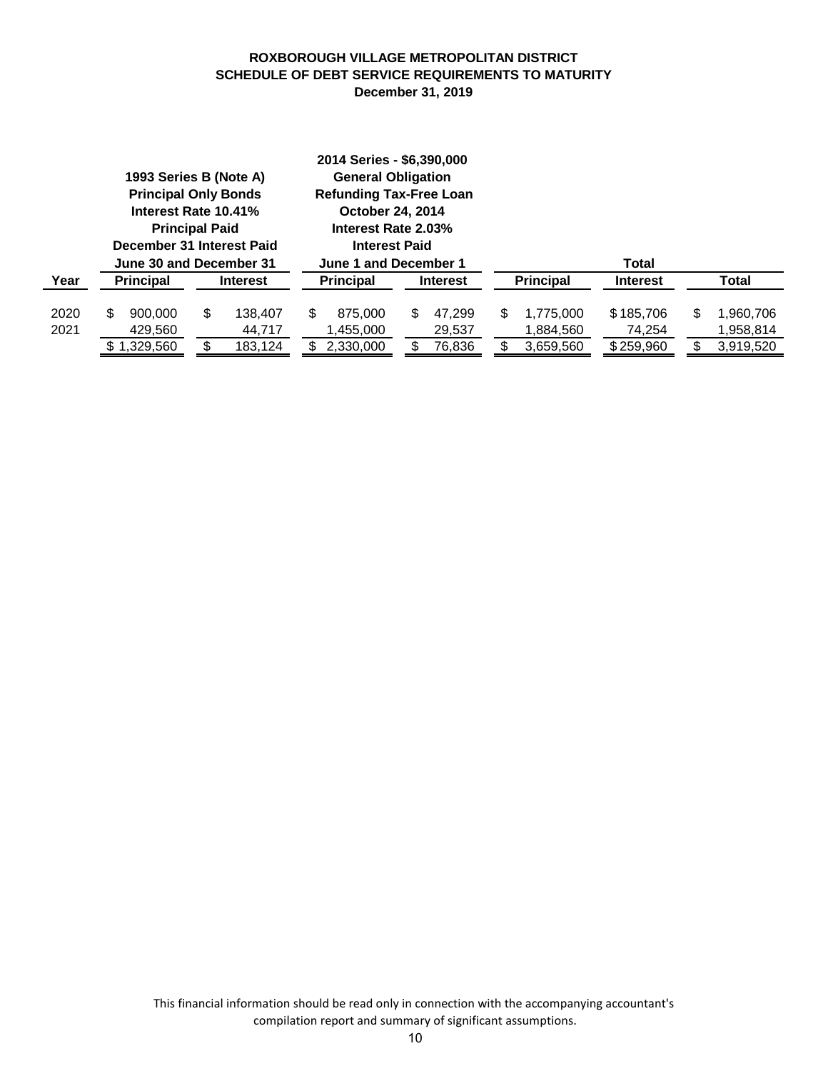**ROXBOROUGH VILLAGE METROPOLITAN DISTRICT**
**SCHEDULE OF DEBT SERVICE REQUIREMENTS TO MATURITY**
**December 31, 2019**

| | 1993 Series B (Note A) Principal Only Bonds Interest Rate 10.41% Principal Paid December 31 Interest Paid June 30 and December 31 | | 2014 Series - $6,390,000 General Obligation Refunding Tax-Free Loan October 24, 2014 Interest Rate 2.03% Interest Paid June 1 and December 1 | | Total | | |
|---|---|---|---|---|---|---|---|
| **Year** | **Principal** | **Interest** | **Principal** | **Interest** | **Principal** | **Interest** | **Total** |
| 2020 | $ 900,000 | $ 138,407 | $ 875,000 | $ 47,299 | $ 1,775,000 | $ 185,706 | $ 1,960,706 |
| 2021 | 429,560 | 44,717 | 1,455,000 | 29,537 | 1,884,560 | 74,254 | 1,958,814 |
| | $ 1,329,560 | $ 183,124 | $ 2,330,000 | $ 76,836 | $ 3,659,560 | $ 259,960 | $ 3,919,520 |

This financial information should be read only in connection with the accompanying accountant's compilation report and summary of significant assumptions.